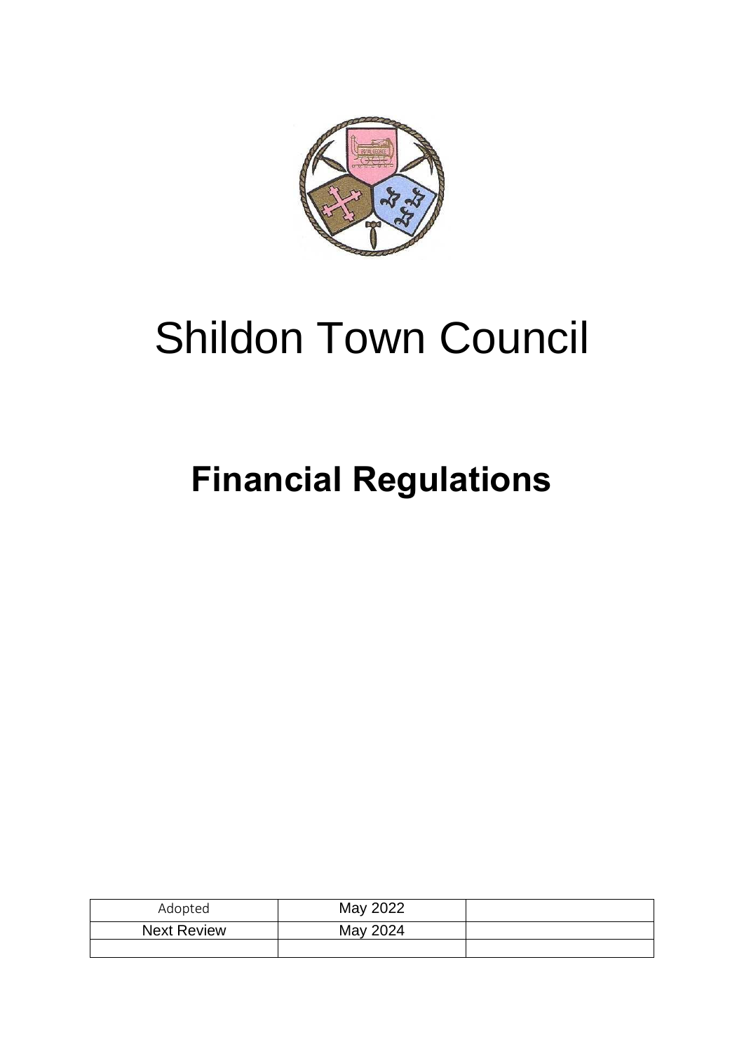# Shildon Town Council

## Financial Regulations

| | | |
|---|---|---|
| Adopted | May 2022 | |
| Next Review | May 2024 | |
| | | |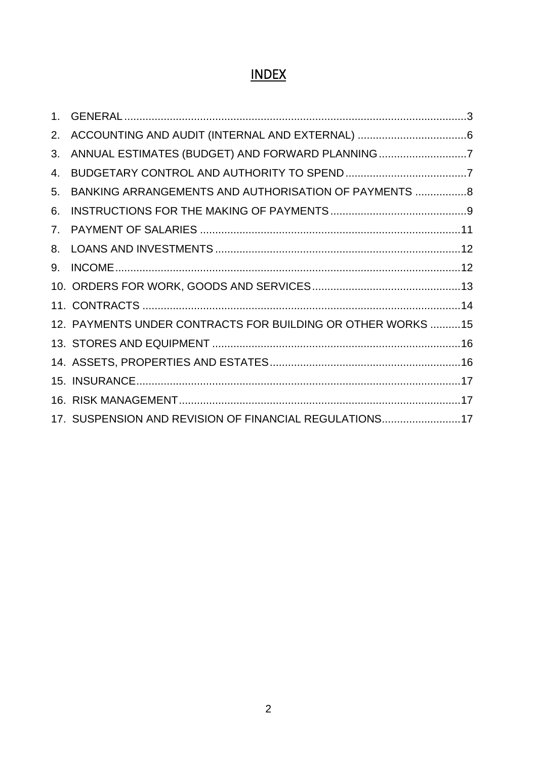# INDEX

1. GENERAL ........................................................................................................3
2. ACCOUNTING AND AUDIT (INTERNAL AND EXTERNAL) ....................................6
3. ANNUAL ESTIMATES (BUDGET) AND FORWARD PLANNING .............................7
4. BUDGETARY CONTROL AND AUTHORITY TO SPEND ........................................7
5. BANKING ARRANGEMENTS AND AUTHORISATION OF PAYMENTS .................8
6. INSTRUCTIONS FOR THE MAKING OF PAYMENTS ............................................9
7. PAYMENT OF SALARIES .....................................................................................11
8. LOANS AND INVESTMENTS ................................................................................12
9. INCOME .................................................................................................................12
10. ORDERS FOR WORK, GOODS AND SERVICES .................................................13
11. CONTRACTS ........................................................................................................14
12. PAYMENTS UNDER CONTRACTS FOR BUILDING OR OTHER WORKS ..........15
13. STORES AND EQUIPMENT .................................................................................16
14. ASSETS, PROPERTIES AND ESTATES ..............................................................16
15. INSURANCE ..........................................................................................................17
16. RISK MANAGEMENT ............................................................................................17
17. SUSPENSION AND REVISION OF FINANCIAL REGULATIONS ..........................17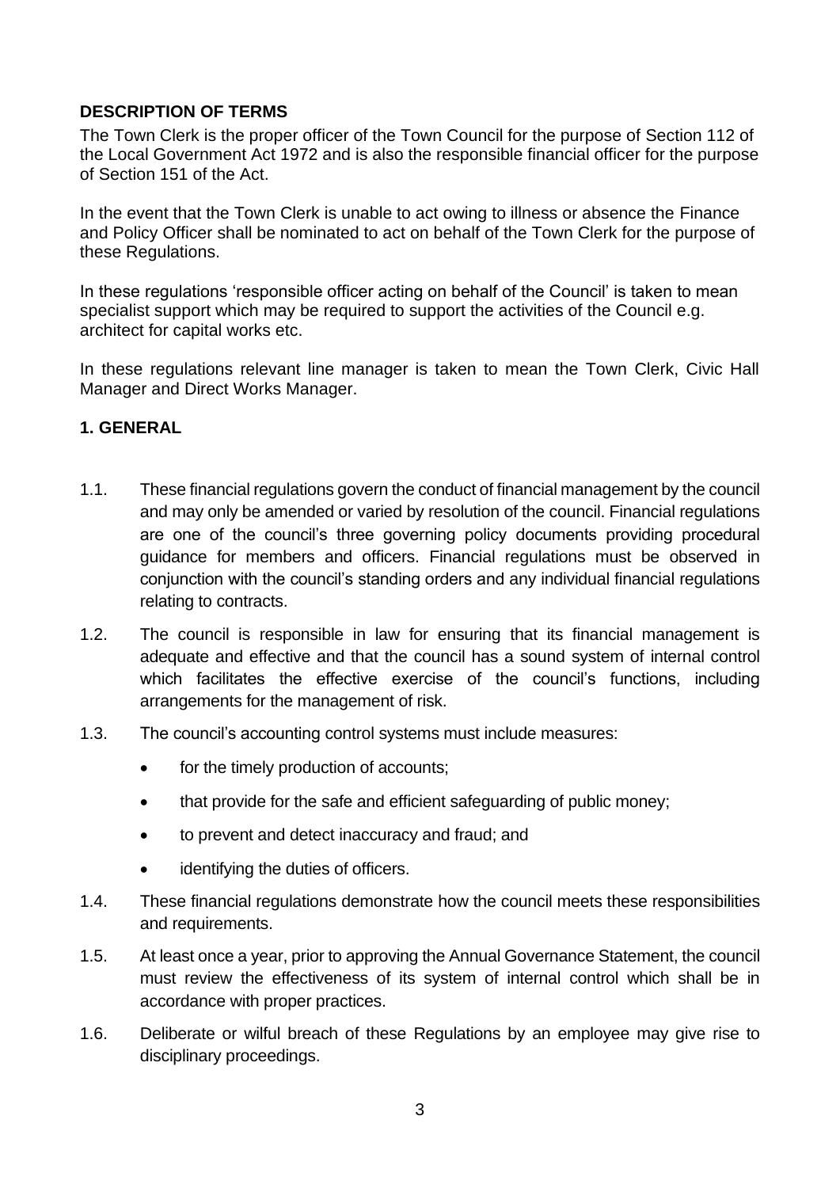**DESCRIPTION OF TERMS**

The Town Clerk is the proper officer of the Town Council for the purpose of Section 112 of the Local Government Act 1972 and is also the responsible financial officer for the purpose of Section 151 of the Act.

In the event that the Town Clerk is unable to act owing to illness or absence the Finance and Policy Officer shall be nominated to act on behalf of the Town Clerk for the purpose of these Regulations.

In these regulations 'responsible officer acting on behalf of the Council' is taken to mean specialist support which may be required to support the activities of the Council e.g. architect for capital works etc.

In these regulations relevant line manager is taken to mean the Town Clerk, Civic Hall Manager and Direct Works Manager.

**1. GENERAL**

1.1. These financial regulations govern the conduct of financial management by the council and may only be amended or varied by resolution of the council. Financial regulations are one of the council's three governing policy documents providing procedural guidance for members and officers. Financial regulations must be observed in conjunction with the council's standing orders and any individual financial regulations relating to contracts.

1.2. The council is responsible in law for ensuring that its financial management is adequate and effective and that the council has a sound system of internal control which facilitates the effective exercise of the council's functions, including arrangements for the management of risk.

1.3. The council's accounting control systems must include measures:

- for the timely production of accounts;
- that provide for the safe and efficient safeguarding of public money;
- to prevent and detect inaccuracy and fraud; and
- identifying the duties of officers.

1.4. These financial regulations demonstrate how the council meets these responsibilities and requirements.

1.5. At least once a year, prior to approving the Annual Governance Statement, the council must review the effectiveness of its system of internal control which shall be in accordance with proper practices.

1.6. Deliberate or wilful breach of these Regulations by an employee may give rise to disciplinary proceedings.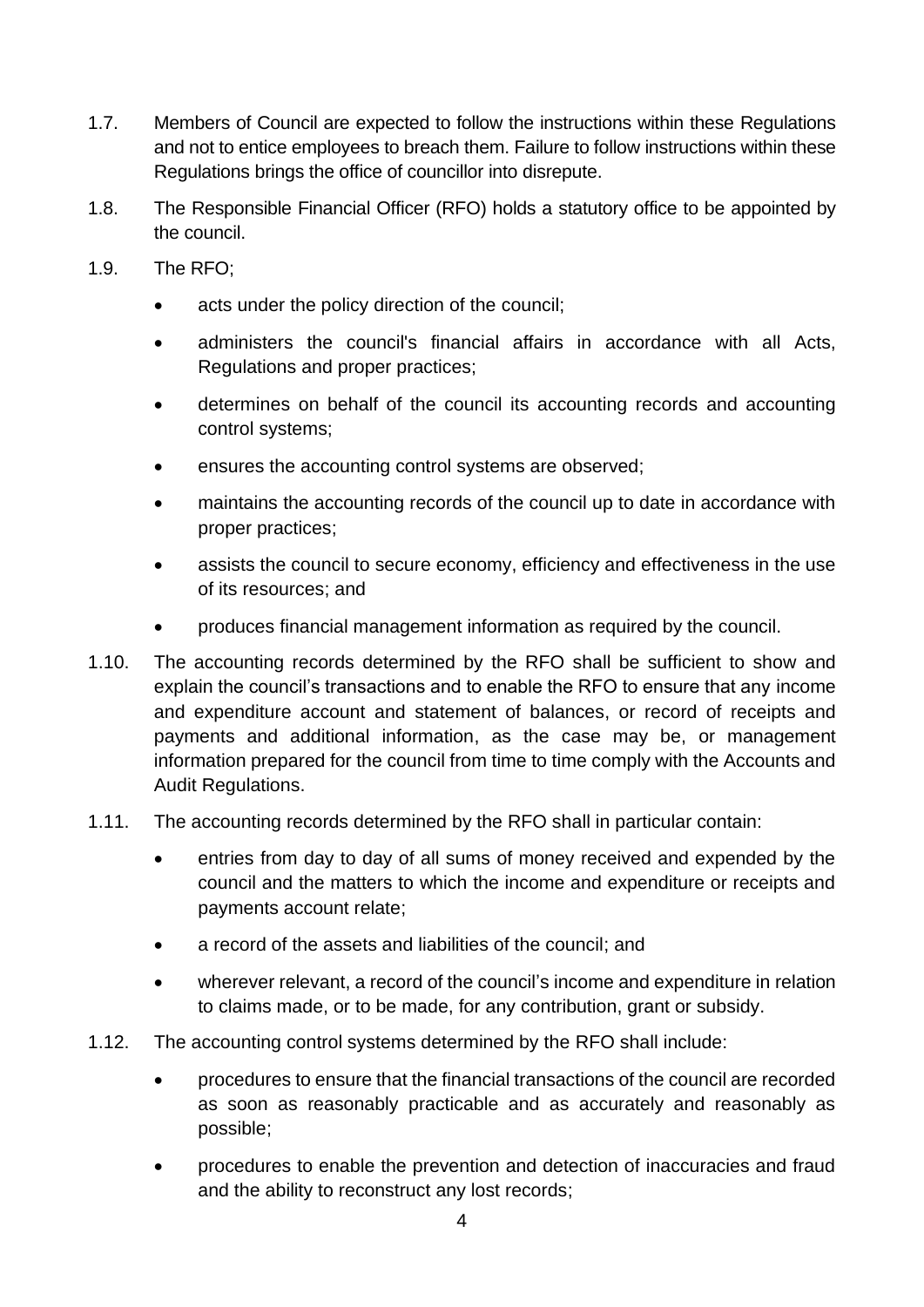1.7. Members of Council are expected to follow the instructions within these Regulations and not to entice employees to breach them. Failure to follow instructions within these Regulations brings the office of councillor into disrepute.

1.8. The Responsible Financial Officer (RFO) holds a statutory office to be appointed by the council.

1.9. The RFO;

- acts under the policy direction of the council;
- administers the council's financial affairs in accordance with all Acts, Regulations and proper practices;
- determines on behalf of the council its accounting records and accounting control systems;
- ensures the accounting control systems are observed;
- maintains the accounting records of the council up to date in accordance with proper practices;
- assists the council to secure economy, efficiency and effectiveness in the use of its resources; and
- produces financial management information as required by the council.

1.10. The accounting records determined by the RFO shall be sufficient to show and explain the council's transactions and to enable the RFO to ensure that any income and expenditure account and statement of balances, or record of receipts and payments and additional information, as the case may be, or management information prepared for the council from time to time comply with the Accounts and Audit Regulations.

1.11. The accounting records determined by the RFO shall in particular contain:

- entries from day to day of all sums of money received and expended by the council and the matters to which the income and expenditure or receipts and payments account relate;
- a record of the assets and liabilities of the council; and
- wherever relevant, a record of the council's income and expenditure in relation to claims made, or to be made, for any contribution, grant or subsidy.

1.12. The accounting control systems determined by the RFO shall include:

- procedures to ensure that the financial transactions of the council are recorded as soon as reasonably practicable and as accurately and reasonably as possible;
- procedures to enable the prevention and detection of inaccuracies and fraud and the ability to reconstruct any lost records;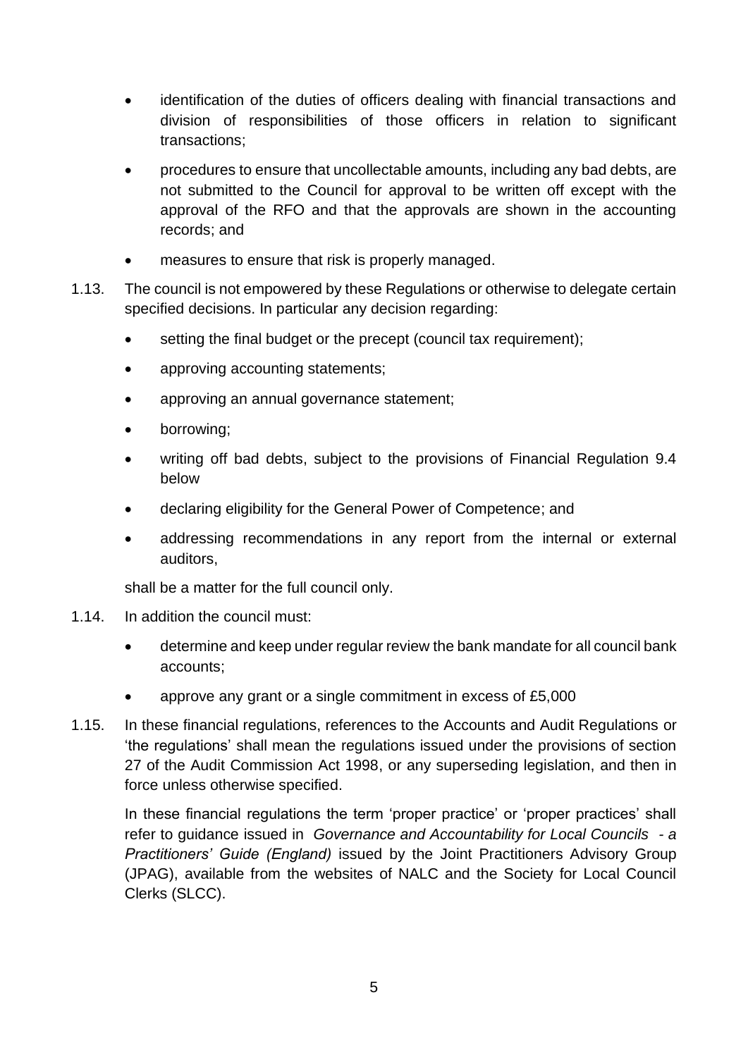- identification of the duties of officers dealing with financial transactions and division of responsibilities of those officers in relation to significant transactions;
- procedures to ensure that uncollectable amounts, including any bad debts, are not submitted to the Council for approval to be written off except with the approval of the RFO and that the approvals are shown in the accounting records; and
- measures to ensure that risk is properly managed.

1.13. The council is not empowered by these Regulations or otherwise to delegate certain specified decisions. In particular any decision regarding:

- setting the final budget or the precept (council tax requirement);
- approving accounting statements;
- approving an annual governance statement;
- borrowing;
- writing off bad debts, subject to the provisions of Financial Regulation 9.4 below
- declaring eligibility for the General Power of Competence; and
- addressing recommendations in any report from the internal or external auditors,

shall be a matter for the full council only.

1.14. In addition the council must:

- determine and keep under regular review the bank mandate for all council bank accounts;
- approve any grant or a single commitment in excess of £5,000

1.15. In these financial regulations, references to the Accounts and Audit Regulations or 'the regulations' shall mean the regulations issued under the provisions of section 27 of the Audit Commission Act 1998, or any superseding legislation, and then in force unless otherwise specified.

In these financial regulations the term 'proper practice' or 'proper practices' shall refer to guidance issued in *Governance and Accountability for Local Councils - a Practitioners' Guide (England)* issued by the Joint Practitioners Advisory Group (JPAG), available from the websites of NALC and the Society for Local Council Clerks (SLCC).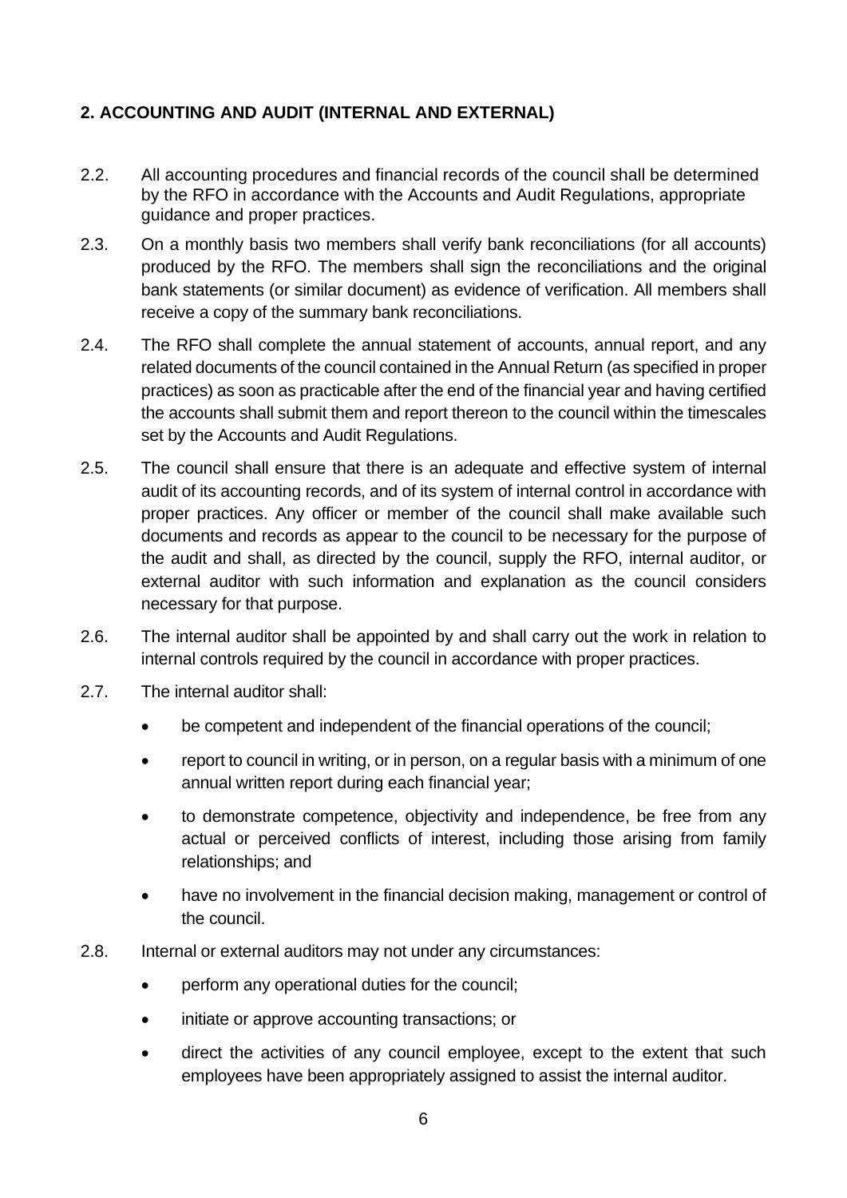## 2. ACCOUNTING AND AUDIT (INTERNAL AND EXTERNAL)

2.2. All accounting procedures and financial records of the council shall be determined by the RFO in accordance with the Accounts and Audit Regulations, appropriate guidance and proper practices.

2.3. On a monthly basis two members shall verify bank reconciliations (for all accounts) produced by the RFO. The members shall sign the reconciliations and the original bank statements (or similar document) as evidence of verification. All members shall receive a copy of the summary bank reconciliations.

2.4. The RFO shall complete the annual statement of accounts, annual report, and any related documents of the council contained in the Annual Return (as specified in proper practices) as soon as practicable after the end of the financial year and having certified the accounts shall submit them and report thereon to the council within the timescales set by the Accounts and Audit Regulations.

2.5. The council shall ensure that there is an adequate and effective system of internal audit of its accounting records, and of its system of internal control in accordance with proper practices. Any officer or member of the council shall make available such documents and records as appear to the council to be necessary for the purpose of the audit and shall, as directed by the council, supply the RFO, internal auditor, or external auditor with such information and explanation as the council considers necessary for that purpose.

2.6. The internal auditor shall be appointed by and shall carry out the work in relation to internal controls required by the council in accordance with proper practices.

2.7. The internal auditor shall:

- be competent and independent of the financial operations of the council;
- report to council in writing, or in person, on a regular basis with a minimum of one annual written report during each financial year;
- to demonstrate competence, objectivity and independence, be free from any actual or perceived conflicts of interest, including those arising from family relationships; and
- have no involvement in the financial decision making, management or control of the council.

2.8. Internal or external auditors may not under any circumstances:

- perform any operational duties for the council;
- initiate or approve accounting transactions; or
- direct the activities of any council employee, except to the extent that such employees have been appropriately assigned to assist the internal auditor.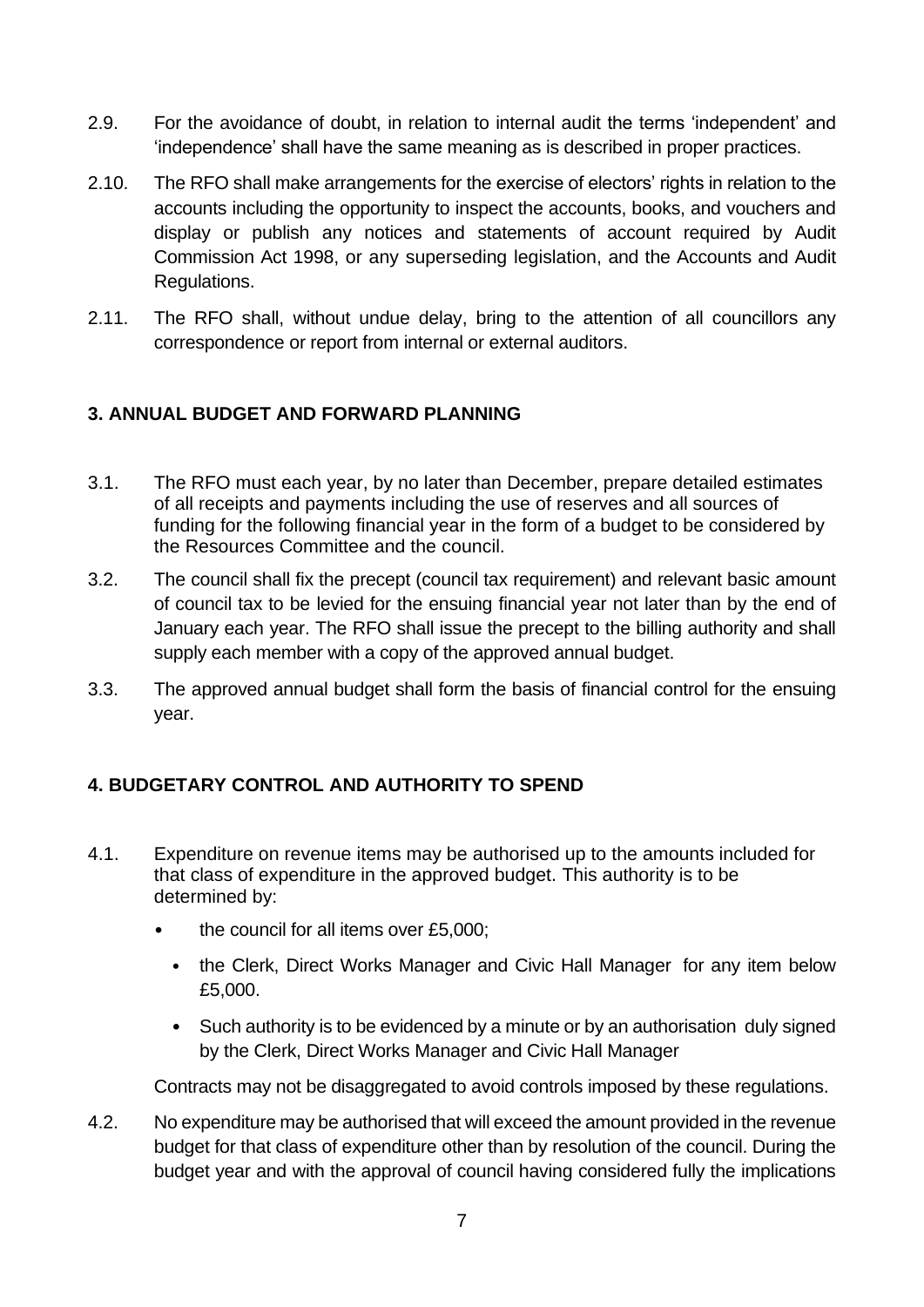2.9. For the avoidance of doubt, in relation to internal audit the terms 'independent' and 'independence' shall have the same meaning as is described in proper practices.

2.10. The RFO shall make arrangements for the exercise of electors' rights in relation to the accounts including the opportunity to inspect the accounts, books, and vouchers and display or publish any notices and statements of account required by Audit Commission Act 1998, or any superseding legislation, and the Accounts and Audit Regulations.

2.11. The RFO shall, without undue delay, bring to the attention of all councillors any correspondence or report from internal or external auditors.

## 3. ANNUAL BUDGET AND FORWARD PLANNING

3.1. The RFO must each year, by no later than December, prepare detailed estimates of all receipts and payments including the use of reserves and all sources of funding for the following financial year in the form of a budget to be considered by the Resources Committee and the council.

3.2. The council shall fix the precept (council tax requirement) and relevant basic amount of council tax to be levied for the ensuing financial year not later than by the end of January each year. The RFO shall issue the precept to the billing authority and shall supply each member with a copy of the approved annual budget.

3.3. The approved annual budget shall form the basis of financial control for the ensuing year.

## 4. BUDGETARY CONTROL AND AUTHORITY TO SPEND

4.1. Expenditure on revenue items may be authorised up to the amounts included for that class of expenditure in the approved budget. This authority is to be determined by:

- the council for all items over £5,000;
- the Clerk, Direct Works Manager and Civic Hall Manager for any item below £5,000.
- Such authority is to be evidenced by a minute or by an authorisation duly signed by the Clerk, Direct Works Manager and Civic Hall Manager

Contracts may not be disaggregated to avoid controls imposed by these regulations.

4.2. No expenditure may be authorised that will exceed the amount provided in the revenue budget for that class of expenditure other than by resolution of the council. During the budget year and with the approval of council having considered fully the implications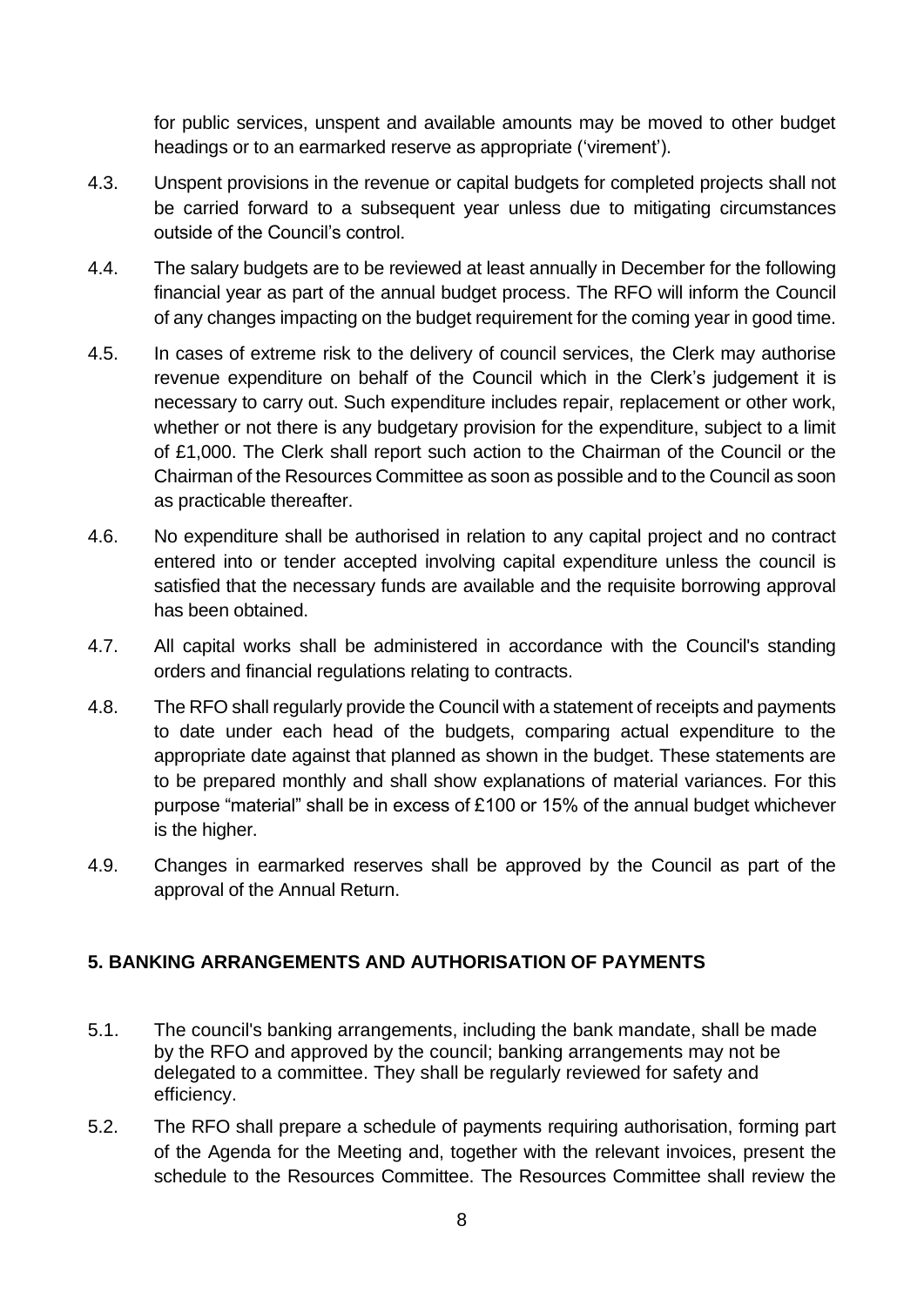for public services, unspent and available amounts may be moved to other budget headings or to an earmarked reserve as appropriate ('virement').

4.3. Unspent provisions in the revenue or capital budgets for completed projects shall not be carried forward to a subsequent year unless due to mitigating circumstances outside of the Council's control.

4.4. The salary budgets are to be reviewed at least annually in December for the following financial year as part of the annual budget process. The RFO will inform the Council of any changes impacting on the budget requirement for the coming year in good time.

4.5. In cases of extreme risk to the delivery of council services, the Clerk may authorise revenue expenditure on behalf of the Council which in the Clerk's judgement it is necessary to carry out. Such expenditure includes repair, replacement or other work, whether or not there is any budgetary provision for the expenditure, subject to a limit of £1,000. The Clerk shall report such action to the Chairman of the Council or the Chairman of the Resources Committee as soon as possible and to the Council as soon as practicable thereafter.

4.6. No expenditure shall be authorised in relation to any capital project and no contract entered into or tender accepted involving capital expenditure unless the council is satisfied that the necessary funds are available and the requisite borrowing approval has been obtained.

4.7. All capital works shall be administered in accordance with the Council's standing orders and financial regulations relating to contracts.

4.8. The RFO shall regularly provide the Council with a statement of receipts and payments to date under each head of the budgets, comparing actual expenditure to the appropriate date against that planned as shown in the budget. These statements are to be prepared monthly and shall show explanations of material variances. For this purpose "material" shall be in excess of £100 or 15% of the annual budget whichever is the higher.

4.9. Changes in earmarked reserves shall be approved by the Council as part of the approval of the Annual Return.

## 5. BANKING ARRANGEMENTS AND AUTHORISATION OF PAYMENTS

5.1. The council's banking arrangements, including the bank mandate, shall be made by the RFO and approved by the council; banking arrangements may not be delegated to a committee. They shall be regularly reviewed for safety and efficiency.

5.2. The RFO shall prepare a schedule of payments requiring authorisation, forming part of the Agenda for the Meeting and, together with the relevant invoices, present the schedule to the Resources Committee. The Resources Committee shall review the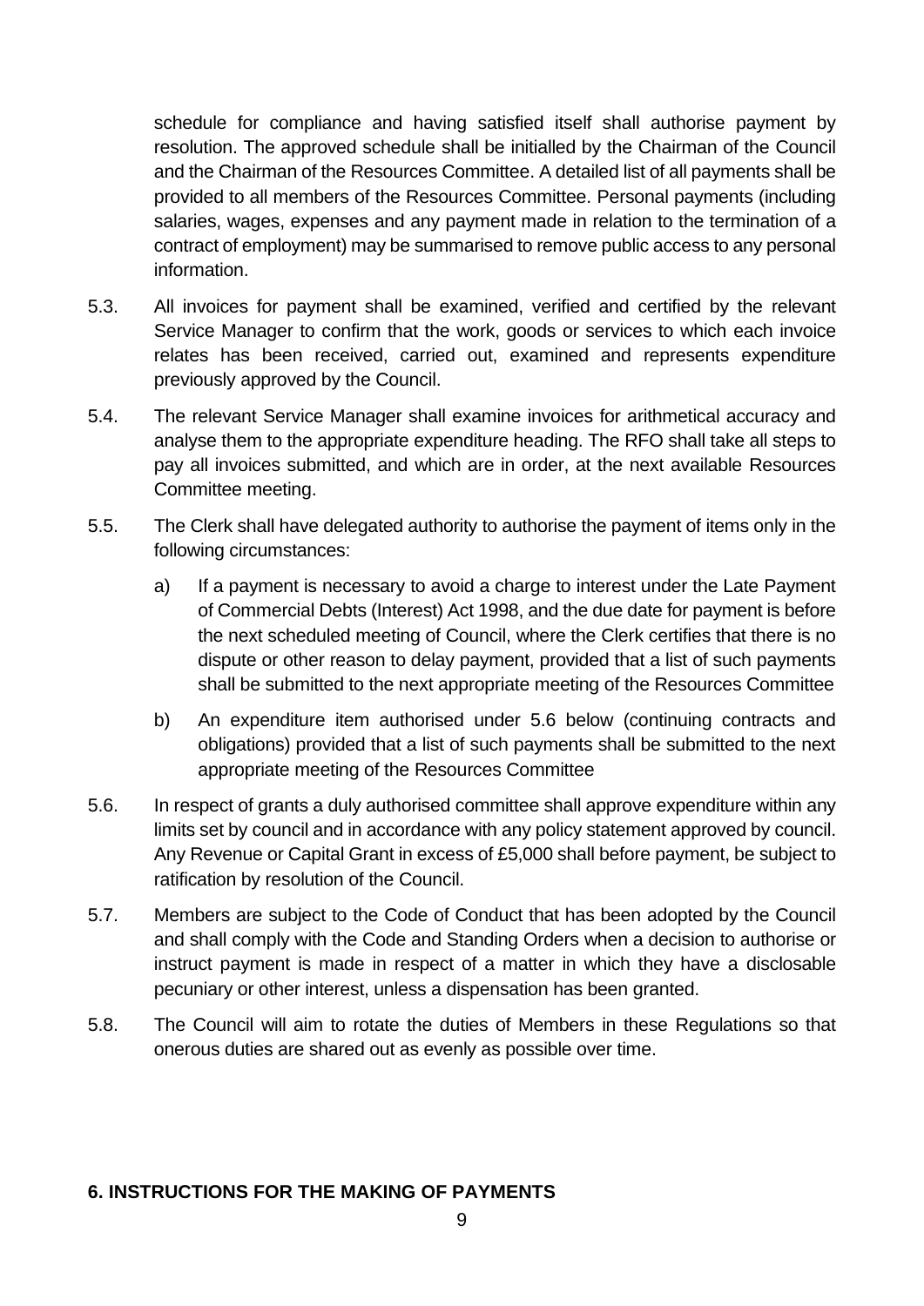schedule for compliance and having satisfied itself shall authorise payment by resolution. The approved schedule shall be initialled by the Chairman of the Council and the Chairman of the Resources Committee. A detailed list of all payments shall be provided to all members of the Resources Committee. Personal payments (including salaries, wages, expenses and any payment made in relation to the termination of a contract of employment) may be summarised to remove public access to any personal information.

5.3. All invoices for payment shall be examined, verified and certified by the relevant Service Manager to confirm that the work, goods or services to which each invoice relates has been received, carried out, examined and represents expenditure previously approved by the Council.

5.4. The relevant Service Manager shall examine invoices for arithmetical accuracy and analyse them to the appropriate expenditure heading. The RFO shall take all steps to pay all invoices submitted, and which are in order, at the next available Resources Committee meeting.

5.5. The Clerk shall have delegated authority to authorise the payment of items only in the following circumstances:

a) If a payment is necessary to avoid a charge to interest under the Late Payment of Commercial Debts (Interest) Act 1998, and the due date for payment is before the next scheduled meeting of Council, where the Clerk certifies that there is no dispute or other reason to delay payment, provided that a list of such payments shall be submitted to the next appropriate meeting of the Resources Committee

b) An expenditure item authorised under 5.6 below (continuing contracts and obligations) provided that a list of such payments shall be submitted to the next appropriate meeting of the Resources Committee

5.6. In respect of grants a duly authorised committee shall approve expenditure within any limits set by council and in accordance with any policy statement approved by council. Any Revenue or Capital Grant in excess of £5,000 shall before payment, be subject to ratification by resolution of the Council.

5.7. Members are subject to the Code of Conduct that has been adopted by the Council and shall comply with the Code and Standing Orders when a decision to authorise or instruct payment is made in respect of a matter in which they have a disclosable pecuniary or other interest, unless a dispensation has been granted.

5.8. The Council will aim to rotate the duties of Members in these Regulations so that onerous duties are shared out as evenly as possible over time.

## 6. INSTRUCTIONS FOR THE MAKING OF PAYMENTS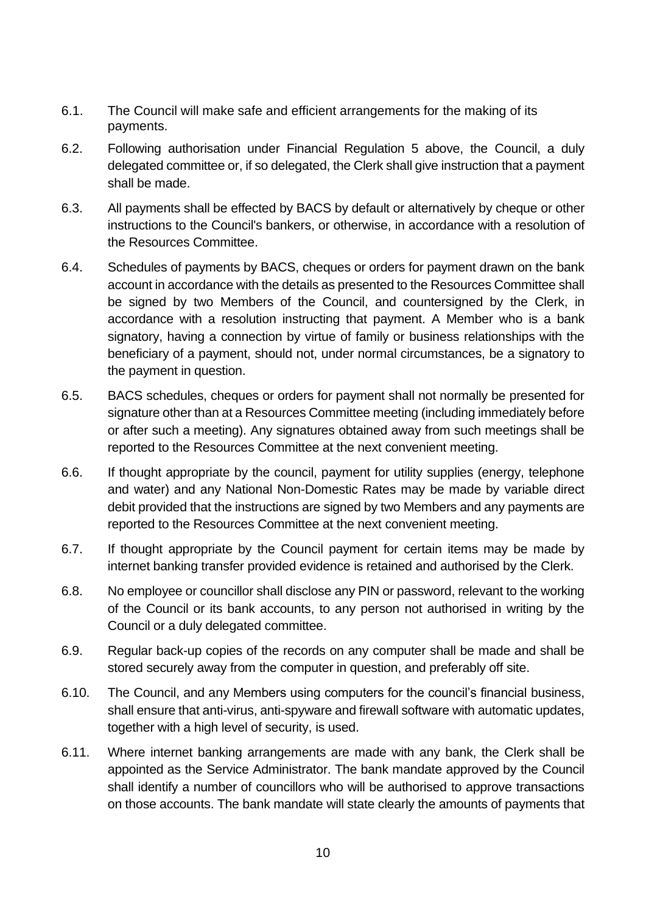6.1. The Council will make safe and efficient arrangements for the making of its payments.

6.2. Following authorisation under Financial Regulation 5 above, the Council, a duly delegated committee or, if so delegated, the Clerk shall give instruction that a payment shall be made.

6.3. All payments shall be effected by BACS by default or alternatively by cheque or other instructions to the Council's bankers, or otherwise, in accordance with a resolution of the Resources Committee.

6.4. Schedules of payments by BACS, cheques or orders for payment drawn on the bank account in accordance with the details as presented to the Resources Committee shall be signed by two Members of the Council, and countersigned by the Clerk, in accordance with a resolution instructing that payment. A Member who is a bank signatory, having a connection by virtue of family or business relationships with the beneficiary of a payment, should not, under normal circumstances, be a signatory to the payment in question.

6.5. BACS schedules, cheques or orders for payment shall not normally be presented for signature other than at a Resources Committee meeting (including immediately before or after such a meeting). Any signatures obtained away from such meetings shall be reported to the Resources Committee at the next convenient meeting.

6.6. If thought appropriate by the council, payment for utility supplies (energy, telephone and water) and any National Non-Domestic Rates may be made by variable direct debit provided that the instructions are signed by two Members and any payments are reported to the Resources Committee at the next convenient meeting.

6.7. If thought appropriate by the Council payment for certain items may be made by internet banking transfer provided evidence is retained and authorised by the Clerk.

6.8. No employee or councillor shall disclose any PIN or password, relevant to the working of the Council or its bank accounts, to any person not authorised in writing by the Council or a duly delegated committee.

6.9. Regular back-up copies of the records on any computer shall be made and shall be stored securely away from the computer in question, and preferably off site.

6.10. The Council, and any Members using computers for the council's financial business, shall ensure that anti-virus, anti-spyware and firewall software with automatic updates, together with a high level of security, is used.

6.11. Where internet banking arrangements are made with any bank, the Clerk shall be appointed as the Service Administrator. The bank mandate approved by the Council shall identify a number of councillors who will be authorised to approve transactions on those accounts. The bank mandate will state clearly the amounts of payments that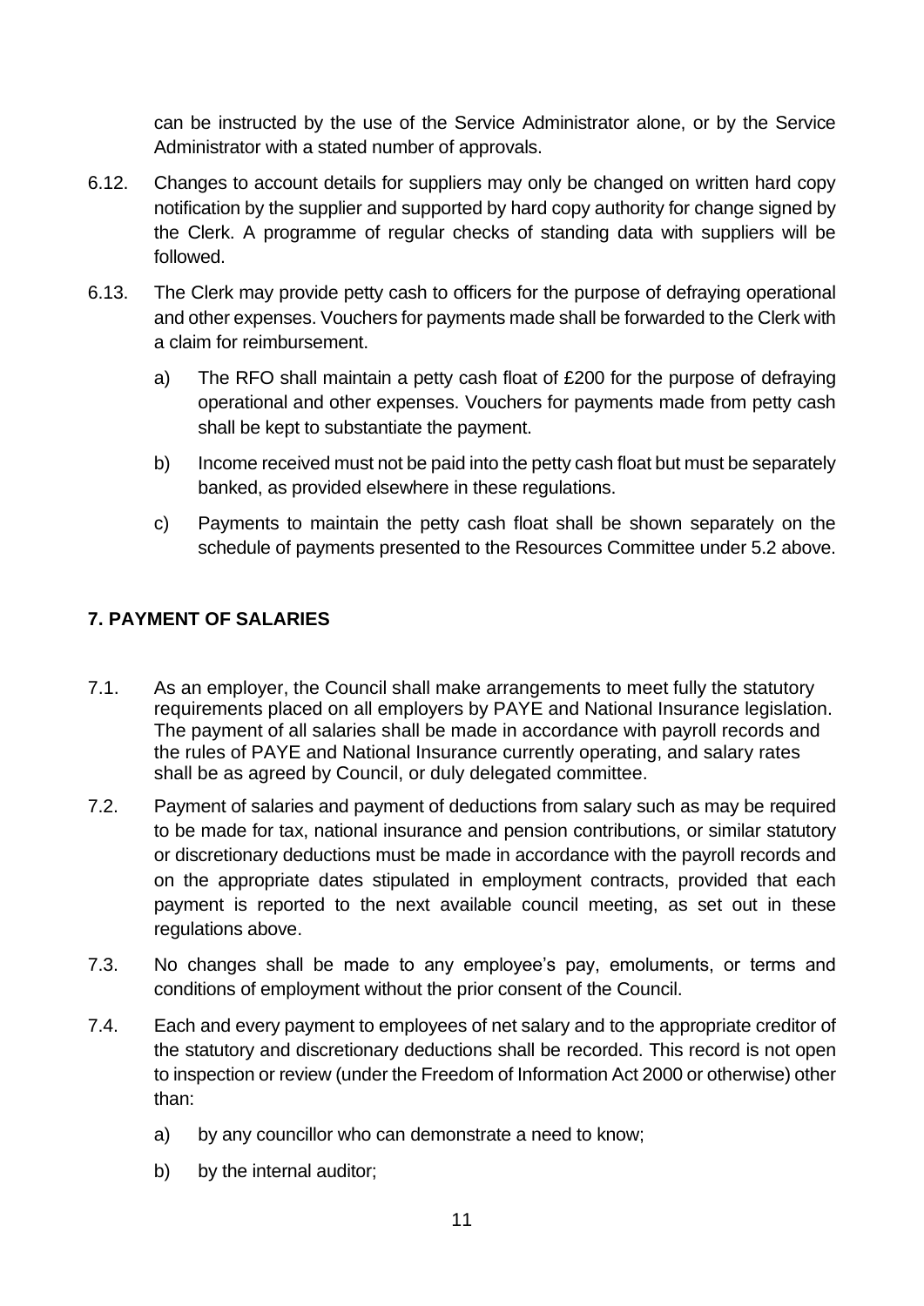can be instructed by the use of the Service Administrator alone, or by the Service Administrator with a stated number of approvals.

6.12. Changes to account details for suppliers may only be changed on written hard copy notification by the supplier and supported by hard copy authority for change signed by the Clerk. A programme of regular checks of standing data with suppliers will be followed.

6.13. The Clerk may provide petty cash to officers for the purpose of defraying operational and other expenses. Vouchers for payments made shall be forwarded to the Clerk with a claim for reimbursement.

a) The RFO shall maintain a petty cash float of £200 for the purpose of defraying operational and other expenses. Vouchers for payments made from petty cash shall be kept to substantiate the payment.

b) Income received must not be paid into the petty cash float but must be separately banked, as provided elsewhere in these regulations.

c) Payments to maintain the petty cash float shall be shown separately on the schedule of payments presented to the Resources Committee under 5.2 above.

## 7. PAYMENT OF SALARIES

7.1. As an employer, the Council shall make arrangements to meet fully the statutory requirements placed on all employers by PAYE and National Insurance legislation. The payment of all salaries shall be made in accordance with payroll records and the rules of PAYE and National Insurance currently operating, and salary rates shall be as agreed by Council, or duly delegated committee.

7.2. Payment of salaries and payment of deductions from salary such as may be required to be made for tax, national insurance and pension contributions, or similar statutory or discretionary deductions must be made in accordance with the payroll records and on the appropriate dates stipulated in employment contracts, provided that each payment is reported to the next available council meeting, as set out in these regulations above.

7.3. No changes shall be made to any employee's pay, emoluments, or terms and conditions of employment without the prior consent of the Council.

7.4. Each and every payment to employees of net salary and to the appropriate creditor of the statutory and discretionary deductions shall be recorded. This record is not open to inspection or review (under the Freedom of Information Act 2000 or otherwise) other than:

a) by any councillor who can demonstrate a need to know;

b) by the internal auditor;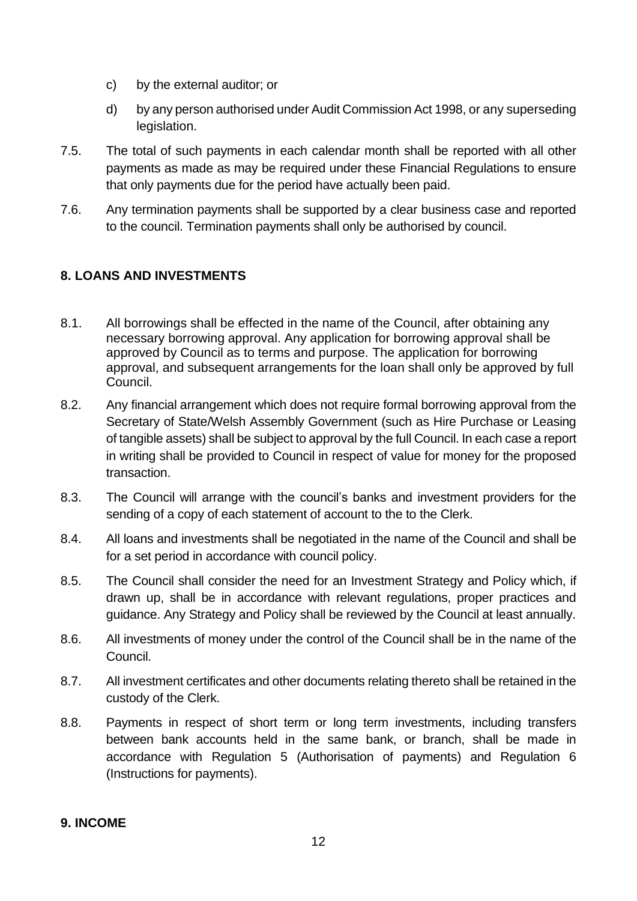c) by the external auditor; or

d) by any person authorised under Audit Commission Act 1998, or any superseding legislation.

7.5. The total of such payments in each calendar month shall be reported with all other payments as made as may be required under these Financial Regulations to ensure that only payments due for the period have actually been paid.

7.6. Any termination payments shall be supported by a clear business case and reported to the council. Termination payments shall only be authorised by council.

## 8. LOANS AND INVESTMENTS

8.1. All borrowings shall be effected in the name of the Council, after obtaining any necessary borrowing approval. Any application for borrowing approval shall be approved by Council as to terms and purpose. The application for borrowing approval, and subsequent arrangements for the loan shall only be approved by full Council.

8.2. Any financial arrangement which does not require formal borrowing approval from the Secretary of State/Welsh Assembly Government (such as Hire Purchase or Leasing of tangible assets) shall be subject to approval by the full Council. In each case a report in writing shall be provided to Council in respect of value for money for the proposed transaction.

8.3. The Council will arrange with the council's banks and investment providers for the sending of a copy of each statement of account to the to the Clerk.

8.4. All loans and investments shall be negotiated in the name of the Council and shall be for a set period in accordance with council policy.

8.5. The Council shall consider the need for an Investment Strategy and Policy which, if drawn up, shall be in accordance with relevant regulations, proper practices and guidance. Any Strategy and Policy shall be reviewed by the Council at least annually.

8.6. All investments of money under the control of the Council shall be in the name of the Council.

8.7. All investment certificates and other documents relating thereto shall be retained in the custody of the Clerk.

8.8. Payments in respect of short term or long term investments, including transfers between bank accounts held in the same bank, or branch, shall be made in accordance with Regulation 5 (Authorisation of payments) and Regulation 6 (Instructions for payments).

## 9. INCOME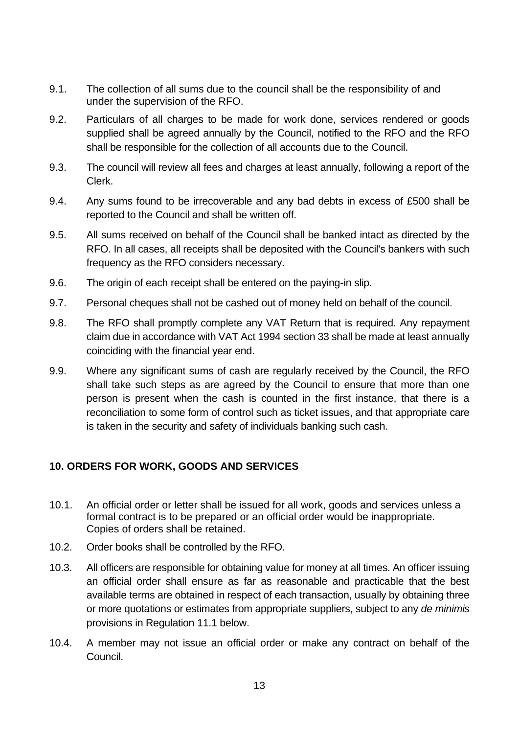9.1. The collection of all sums due to the council shall be the responsibility of and under the supervision of the RFO.

9.2. Particulars of all charges to be made for work done, services rendered or goods supplied shall be agreed annually by the Council, notified to the RFO and the RFO shall be responsible for the collection of all accounts due to the Council.

9.3. The council will review all fees and charges at least annually, following a report of the Clerk.

9.4. Any sums found to be irrecoverable and any bad debts in excess of £500 shall be reported to the Council and shall be written off.

9.5. All sums received on behalf of the Council shall be banked intact as directed by the RFO. In all cases, all receipts shall be deposited with the Council's bankers with such frequency as the RFO considers necessary.

9.6. The origin of each receipt shall be entered on the paying-in slip.

9.7. Personal cheques shall not be cashed out of money held on behalf of the council.

9.8. The RFO shall promptly complete any VAT Return that is required. Any repayment claim due in accordance with VAT Act 1994 section 33 shall be made at least annually coinciding with the financial year end.

9.9. Where any significant sums of cash are regularly received by the Council, the RFO shall take such steps as are agreed by the Council to ensure that more than one person is present when the cash is counted in the first instance, that there is a reconciliation to some form of control such as ticket issues, and that appropriate care is taken in the security and safety of individuals banking such cash.

## 10. ORDERS FOR WORK, GOODS AND SERVICES

10.1. An official order or letter shall be issued for all work, goods and services unless a formal contract is to be prepared or an official order would be inappropriate. Copies of orders shall be retained.

10.2. Order books shall be controlled by the RFO.

10.3. All officers are responsible for obtaining value for money at all times. An officer issuing an official order shall ensure as far as reasonable and practicable that the best available terms are obtained in respect of each transaction, usually by obtaining three or more quotations or estimates from appropriate suppliers, subject to any *de minimis* provisions in Regulation 11.1 below.

10.4. A member may not issue an official order or make any contract on behalf of the Council.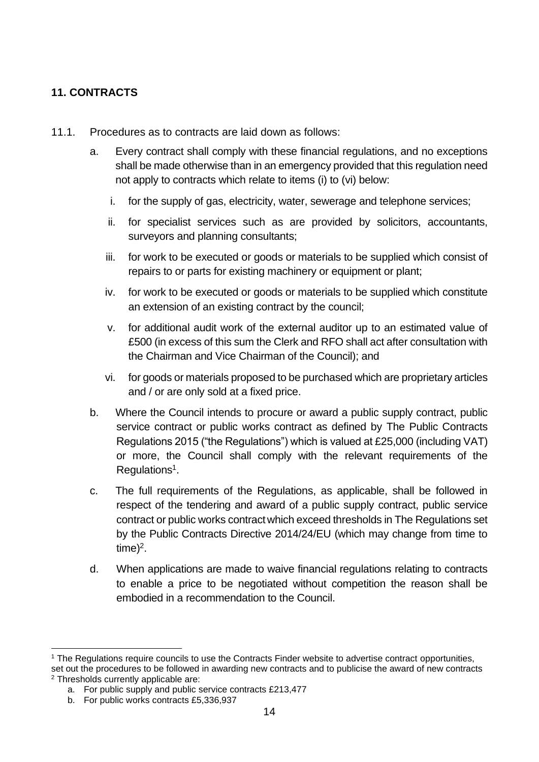## 11. CONTRACTS

11.1. Procedures as to contracts are laid down as follows:

a. Every contract shall comply with these financial regulations, and no exceptions shall be made otherwise than in an emergency provided that this regulation need not apply to contracts which relate to items (i) to (vi) below:

   i. for the supply of gas, electricity, water, sewerage and telephone services;

   ii. for specialist services such as are provided by solicitors, accountants, surveyors and planning consultants;

   iii. for work to be executed or goods or materials to be supplied which consist of repairs to or parts for existing machinery or equipment or plant;

   iv. for work to be executed or goods or materials to be supplied which constitute an extension of an existing contract by the council;

   v. for additional audit work of the external auditor up to an estimated value of £500 (in excess of this sum the Clerk and RFO shall act after consultation with the Chairman and Vice Chairman of the Council); and

   vi. for goods or materials proposed to be purchased which are proprietary articles and / or are only sold at a fixed price.

b. Where the Council intends to procure or award a public supply contract, public service contract or public works contract as defined by The Public Contracts Regulations 2015 ("the Regulations") which is valued at £25,000 (including VAT) or more, the Council shall comply with the relevant requirements of the Regulations[1].

c. The full requirements of the Regulations, as applicable, shall be followed in respect of the tendering and award of a public supply contract, public service contract or public works contract which exceed thresholds in The Regulations set by the Public Contracts Directive 2014/24/EU (which may change from time to time)[2].

d. When applications are made to waive financial regulations relating to contracts to enable a price to be negotiated without competition the reason shall be embodied in a recommendation to the Council.

---

[1] The Regulations require councils to use the Contracts Finder website to advertise contract opportunities, set out the procedures to be followed in awarding new contracts and to publicise the award of new contracts

[2] Thresholds currently applicable are:

a. For public supply and public service contracts £213,477

b. For public works contracts £5,336,937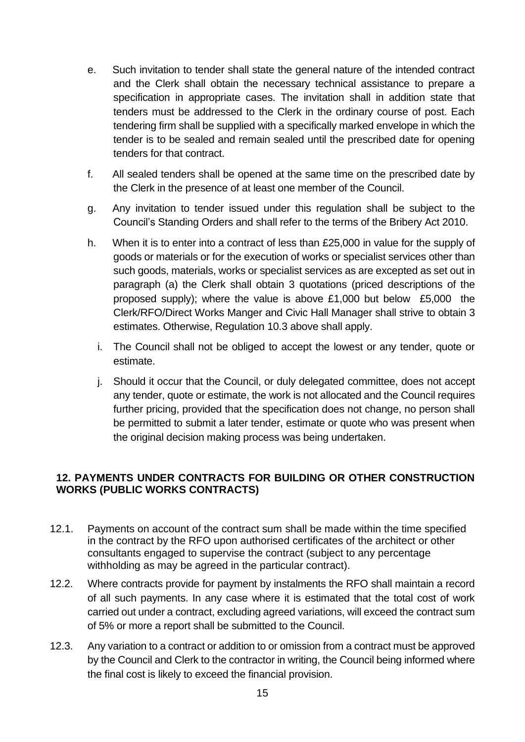e. Such invitation to tender shall state the general nature of the intended contract and the Clerk shall obtain the necessary technical assistance to prepare a specification in appropriate cases. The invitation shall in addition state that tenders must be addressed to the Clerk in the ordinary course of post. Each tendering firm shall be supplied with a specifically marked envelope in which the tender is to be sealed and remain sealed until the prescribed date for opening tenders for that contract.

f. All sealed tenders shall be opened at the same time on the prescribed date by the Clerk in the presence of at least one member of the Council.

g. Any invitation to tender issued under this regulation shall be subject to the Council's Standing Orders and shall refer to the terms of the Bribery Act 2010.

h. When it is to enter into a contract of less than £25,000 in value for the supply of goods or materials or for the execution of works or specialist services other than such goods, materials, works or specialist services as are excepted as set out in paragraph (a) the Clerk shall obtain 3 quotations (priced descriptions of the proposed supply); where the value is above £1,000 but below £5,000 the Clerk/RFO/Direct Works Manger and Civic Hall Manager shall strive to obtain 3 estimates. Otherwise, Regulation 10.3 above shall apply.

i. The Council shall not be obliged to accept the lowest or any tender, quote or estimate.

j. Should it occur that the Council, or duly delegated committee, does not accept any tender, quote or estimate, the work is not allocated and the Council requires further pricing, provided that the specification does not change, no person shall be permitted to submit a later tender, estimate or quote who was present when the original decision making process was being undertaken.

## 12. PAYMENTS UNDER CONTRACTS FOR BUILDING OR OTHER CONSTRUCTION WORKS (PUBLIC WORKS CONTRACTS)

12.1. Payments on account of the contract sum shall be made within the time specified in the contract by the RFO upon authorised certificates of the architect or other consultants engaged to supervise the contract (subject to any percentage withholding as may be agreed in the particular contract).

12.2. Where contracts provide for payment by instalments the RFO shall maintain a record of all such payments. In any case where it is estimated that the total cost of work carried out under a contract, excluding agreed variations, will exceed the contract sum of 5% or more a report shall be submitted to the Council.

12.3. Any variation to a contract or addition to or omission from a contract must be approved by the Council and Clerk to the contractor in writing, the Council being informed where the final cost is likely to exceed the financial provision.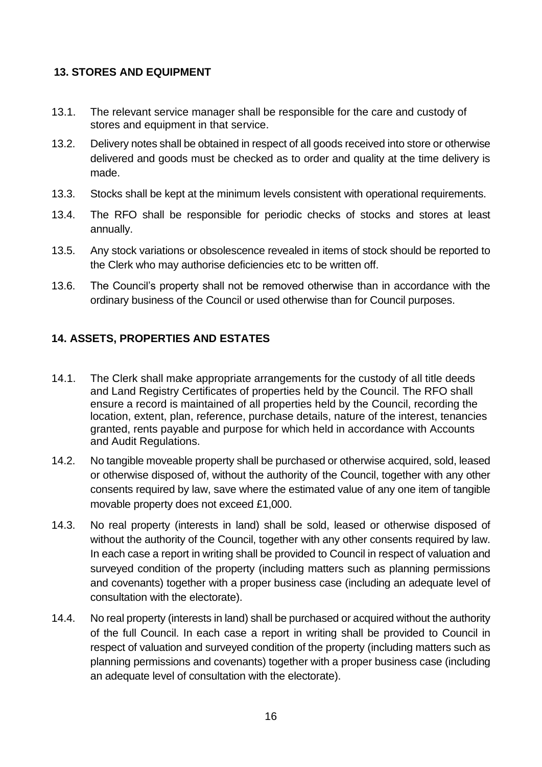## 13. STORES AND EQUIPMENT

13.1. The relevant service manager shall be responsible for the care and custody of stores and equipment in that service.

13.2. Delivery notes shall be obtained in respect of all goods received into store or otherwise delivered and goods must be checked as to order and quality at the time delivery is made.

13.3. Stocks shall be kept at the minimum levels consistent with operational requirements.

13.4. The RFO shall be responsible for periodic checks of stocks and stores at least annually.

13.5. Any stock variations or obsolescence revealed in items of stock should be reported to the Clerk who may authorise deficiencies etc to be written off.

13.6. The Council's property shall not be removed otherwise than in accordance with the ordinary business of the Council or used otherwise than for Council purposes.

## 14. ASSETS, PROPERTIES AND ESTATES

14.1. The Clerk shall make appropriate arrangements for the custody of all title deeds and Land Registry Certificates of properties held by the Council. The RFO shall ensure a record is maintained of all properties held by the Council, recording the location, extent, plan, reference, purchase details, nature of the interest, tenancies granted, rents payable and purpose for which held in accordance with Accounts and Audit Regulations.

14.2. No tangible moveable property shall be purchased or otherwise acquired, sold, leased or otherwise disposed of, without the authority of the Council, together with any other consents required by law, save where the estimated value of any one item of tangible movable property does not exceed £1,000.

14.3. No real property (interests in land) shall be sold, leased or otherwise disposed of without the authority of the Council, together with any other consents required by law. In each case a report in writing shall be provided to Council in respect of valuation and surveyed condition of the property (including matters such as planning permissions and covenants) together with a proper business case (including an adequate level of consultation with the electorate).

14.4. No real property (interests in land) shall be purchased or acquired without the authority of the full Council. In each case a report in writing shall be provided to Council in respect of valuation and surveyed condition of the property (including matters such as planning permissions and covenants) together with a proper business case (including an adequate level of consultation with the electorate).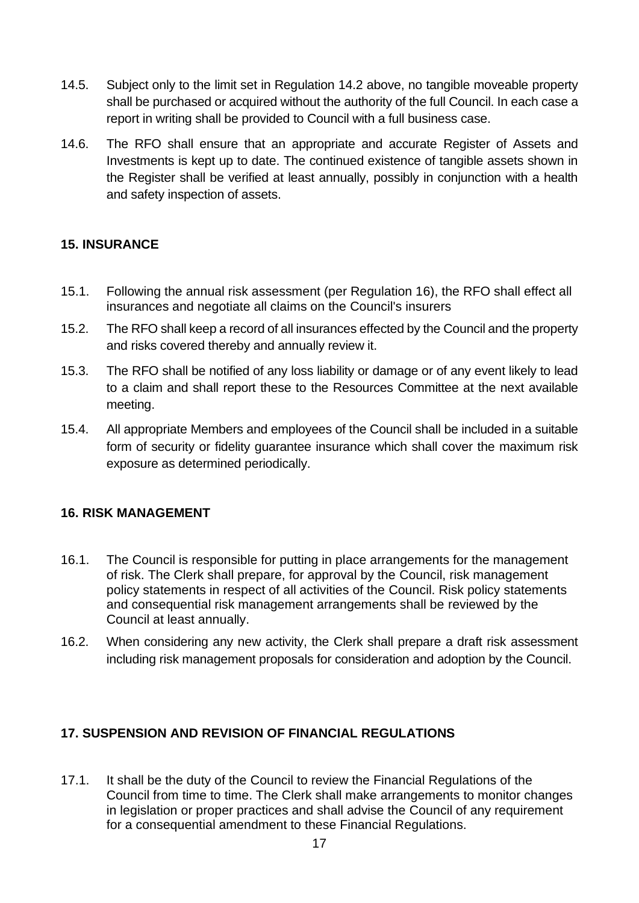14.5. Subject only to the limit set in Regulation 14.2 above, no tangible moveable property shall be purchased or acquired without the authority of the full Council. In each case a report in writing shall be provided to Council with a full business case.

14.6. The RFO shall ensure that an appropriate and accurate Register of Assets and Investments is kept up to date. The continued existence of tangible assets shown in the Register shall be verified at least annually, possibly in conjunction with a health and safety inspection of assets.

## 15. INSURANCE

15.1. Following the annual risk assessment (per Regulation 16), the RFO shall effect all insurances and negotiate all claims on the Council's insurers

15.2. The RFO shall keep a record of all insurances effected by the Council and the property and risks covered thereby and annually review it.

15.3. The RFO shall be notified of any loss liability or damage or of any event likely to lead to a claim and shall report these to the Resources Committee at the next available meeting.

15.4. All appropriate Members and employees of the Council shall be included in a suitable form of security or fidelity guarantee insurance which shall cover the maximum risk exposure as determined periodically.

## 16. RISK MANAGEMENT

16.1. The Council is responsible for putting in place arrangements for the management of risk. The Clerk shall prepare, for approval by the Council, risk management policy statements in respect of all activities of the Council. Risk policy statements and consequential risk management arrangements shall be reviewed by the Council at least annually.

16.2. When considering any new activity, the Clerk shall prepare a draft risk assessment including risk management proposals for consideration and adoption by the Council.

## 17. SUSPENSION AND REVISION OF FINANCIAL REGULATIONS

17.1. It shall be the duty of the Council to review the Financial Regulations of the Council from time to time. The Clerk shall make arrangements to monitor changes in legislation or proper practices and shall advise the Council of any requirement for a consequential amendment to these Financial Regulations.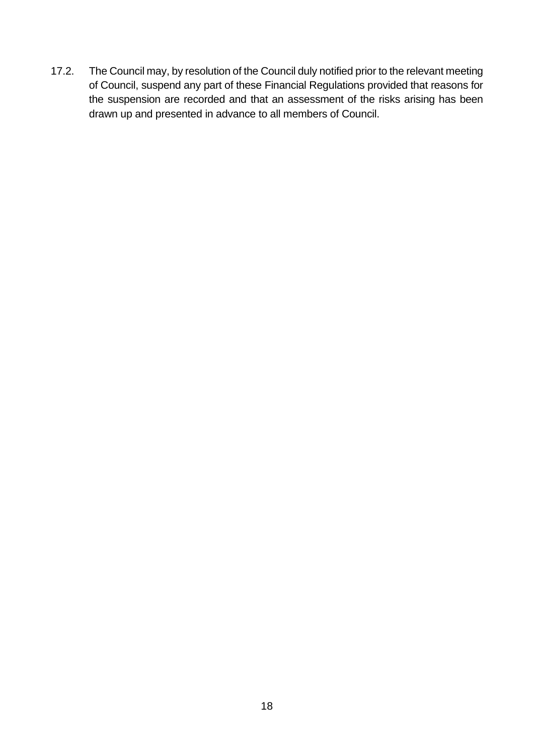17.2. The Council may, by resolution of the Council duly notified prior to the relevant meeting of Council, suspend any part of these Financial Regulations provided that reasons for the suspension are recorded and that an assessment of the risks arising has been drawn up and presented in advance to all members of Council.